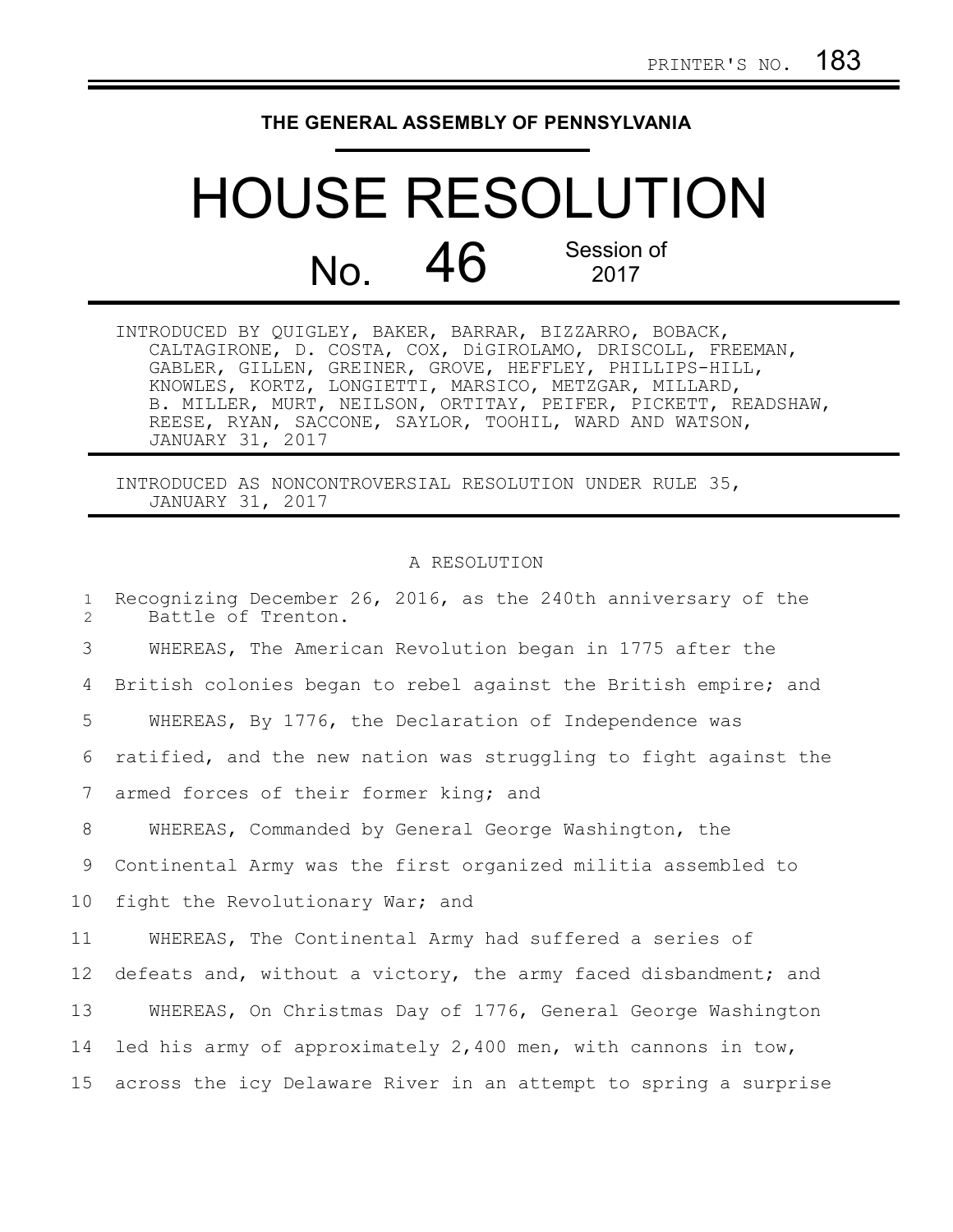PRINTER'S NO. 183

**THE GENERAL ASSEMBLY OF PENNSYLVANIA**

# HOUSE RESOLUTION

## No. 46 Session of 2017

INTRODUCED BY QUIGLEY, BAKER, BARRAR, BIZZARRO, BOBACK, CALTAGIRONE, D. COSTA, COX, DiGIROLAMO, DRISCOLL, FREEMAN, GABLER, GILLEN, GREINER, GROVE, HEFFLEY, PHILLIPS-HILL, KNOWLES, KORTZ, LONGIETTI, MARSICO, METZGAR, MILLARD, B. MILLER, MURT, NEILSON, ORTITAY, PEIFER, PICKETT, READSHAW, REESE, RYAN, SACCONE, SAYLOR, TOOHIL, WARD AND WATSON, JANUARY 31, 2017

INTRODUCED AS NONCONTROVERSIAL RESOLUTION UNDER RULE 35, JANUARY 31, 2017

A RESOLUTION

1 Recognizing December 26, 2016, as the 240th anniversary of the
2 Battle of Trenton.

3 WHEREAS, The American Revolution began in 1775 after the
4 British colonies began to rebel against the British empire; and
5 WHEREAS, By 1776, the Declaration of Independence was
6 ratified, and the new nation was struggling to fight against the
7 armed forces of their former king; and
8 WHEREAS, Commanded by General George Washington, the
9 Continental Army was the first organized militia assembled to
10 fight the Revolutionary War; and
11 WHEREAS, The Continental Army had suffered a series of
12 defeats and, without a victory, the army faced disbandment; and
13 WHEREAS, On Christmas Day of 1776, General George Washington
14 led his army of approximately 2,400 men, with cannons in tow,
15 across the icy Delaware River in an attempt to spring a surprise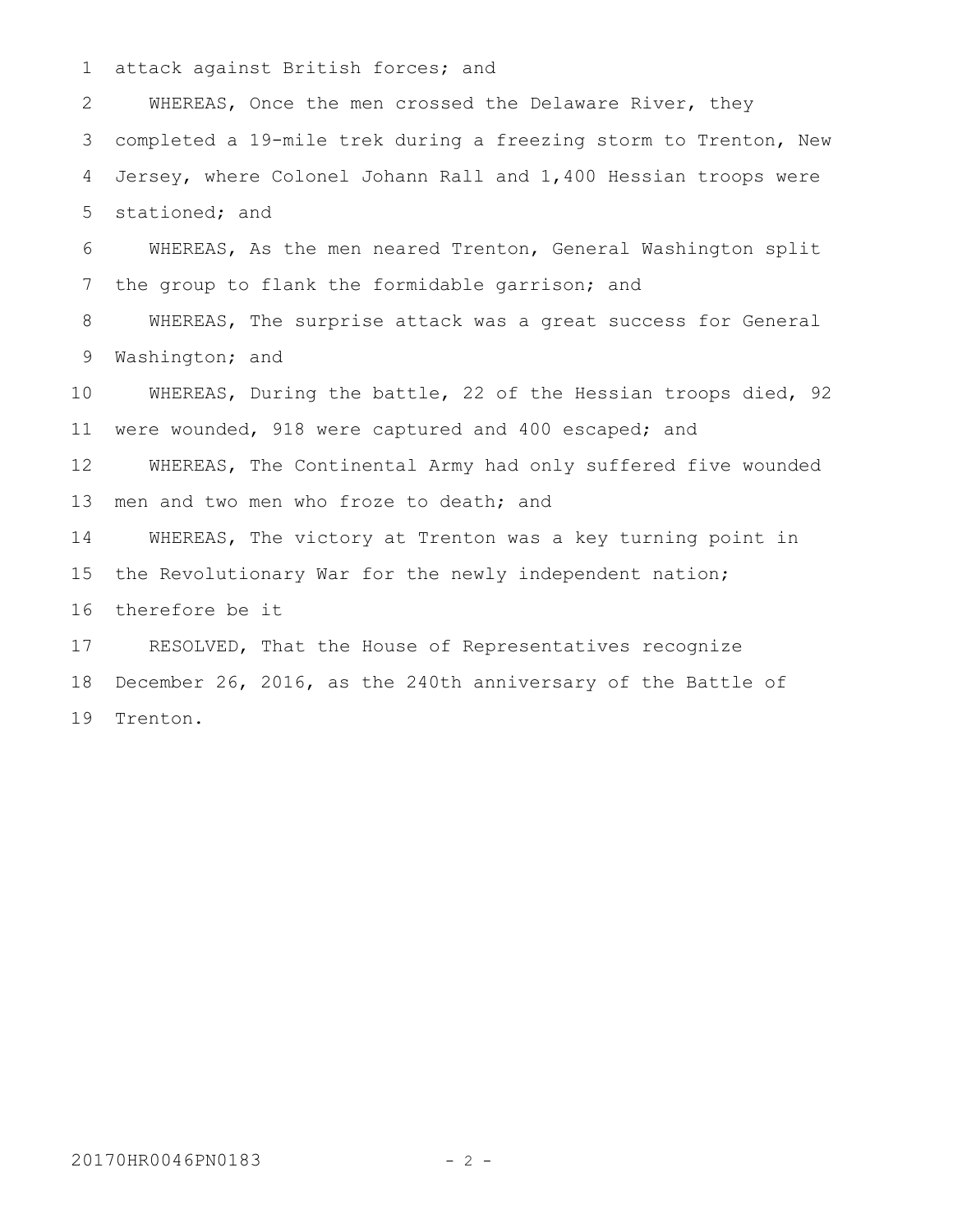attack against British forces; and

WHEREAS, Once the men crossed the Delaware River, they completed a 19-mile trek during a freezing storm to Trenton, New Jersey, where Colonel Johann Rall and 1,400 Hessian troops were stationed; and

WHEREAS, As the men neared Trenton, General Washington split the group to flank the formidable garrison; and

WHEREAS, The surprise attack was a great success for General Washington; and

WHEREAS, During the battle, 22 of the Hessian troops died, 92 were wounded, 918 were captured and 400 escaped; and

WHEREAS, The Continental Army had only suffered five wounded men and two men who froze to death; and

WHEREAS, The victory at Trenton was a key turning point in the Revolutionary War for the newly independent nation; therefore be it

RESOLVED, That the House of Representatives recognize December 26, 2016, as the 240th anniversary of the Battle of Trenton.